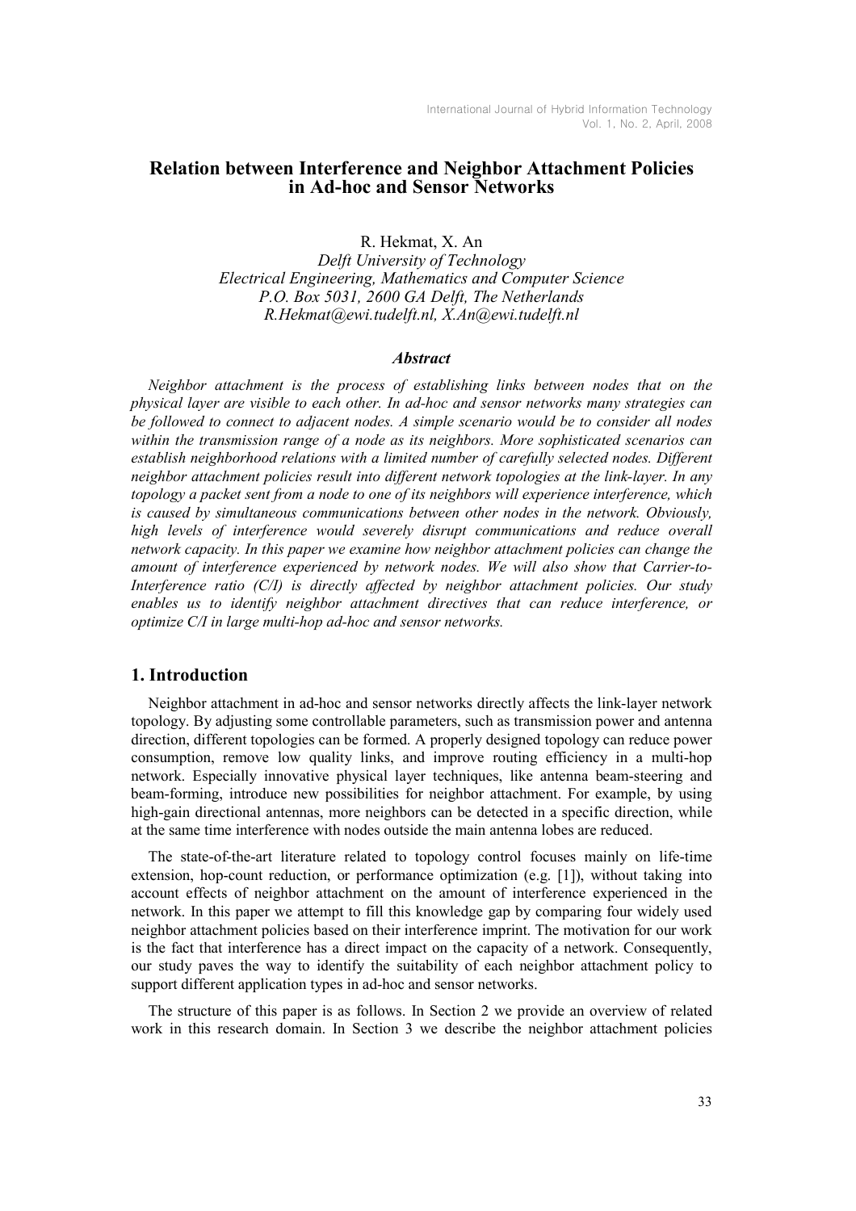# Relation between Interference and Neighbor Attachment Policies in Ad-hoc and Sensor Networks

R. Hekmat, X. An

*Delft University of Technology*
*Electrical Engineering, Mathematics and Computer Science*
*P.O. Box 5031, 2600 GA Delft, The Netherlands*
*R.Hekmat@ewi.tudelft.nl, X.An@ewi.tudelft.nl*

### *Abstract*

*Neighbor attachment is the process of establishing links between nodes that on the physical layer are visible to each other. In ad-hoc and sensor networks many strategies can be followed to connect to adjacent nodes. A simple scenario would be to consider all nodes within the transmission range of a node as its neighbors. More sophisticated scenarios can establish neighborhood relations with a limited number of carefully selected nodes. Different neighbor attachment policies result into different network topologies at the link-layer. In any topology a packet sent from a node to one of its neighbors will experience interference, which is caused by simultaneous communications between other nodes in the network. Obviously, high levels of interference would severely disrupt communications and reduce overall network capacity. In this paper we examine how neighbor attachment policies can change the amount of interference experienced by network nodes. We will also show that Carrier-to-Interference ratio (C/I) is directly affected by neighbor attachment policies. Our study enables us to identify neighbor attachment directives that can reduce interference, or optimize C/I in large multi-hop ad-hoc and sensor networks.*

## 1. Introduction

Neighbor attachment in ad-hoc and sensor networks directly affects the link-layer network topology. By adjusting some controllable parameters, such as transmission power and antenna direction, different topologies can be formed. A properly designed topology can reduce power consumption, remove low quality links, and improve routing efficiency in a multi-hop network. Especially innovative physical layer techniques, like antenna beam-steering and beam-forming, introduce new possibilities for neighbor attachment. For example, by using high-gain directional antennas, more neighbors can be detected in a specific direction, while at the same time interference with nodes outside the main antenna lobes are reduced.

The state-of-the-art literature related to topology control focuses mainly on life-time extension, hop-count reduction, or performance optimization (e.g. [1]), without taking into account effects of neighbor attachment on the amount of interference experienced in the network. In this paper we attempt to fill this knowledge gap by comparing four widely used neighbor attachment policies based on their interference imprint. The motivation for our work is the fact that interference has a direct impact on the capacity of a network. Consequently, our study paves the way to identify the suitability of each neighbor attachment policy to support different application types in ad-hoc and sensor networks.

The structure of this paper is as follows. In Section 2 we provide an overview of related work in this research domain. In Section 3 we describe the neighbor attachment policies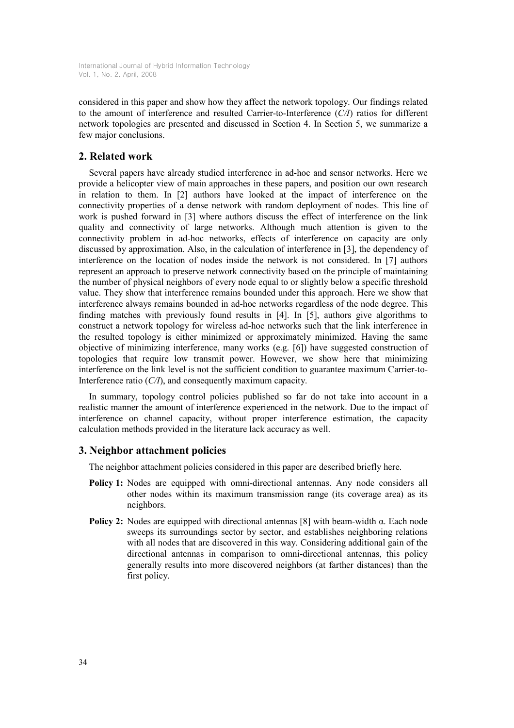considered in this paper and show how they affect the network topology. Our findings related to the amount of interference and resulted Carrier-to-Interference (*C/I*) ratios for different network topologies are presented and discussed in Section 4. In Section 5, we summarize a few major conclusions.

## 2. Related work

Several papers have already studied interference in ad-hoc and sensor networks. Here we provide a helicopter view of main approaches in these papers, and position our own research in relation to them. In [2] authors have looked at the impact of interference on the connectivity properties of a dense network with random deployment of nodes. This line of work is pushed forward in [3] where authors discuss the effect of interference on the link quality and connectivity of large networks. Although much attention is given to the connectivity problem in ad-hoc networks, effects of interference on capacity are only discussed by approximation. Also, in the calculation of interference in [3], the dependency of interference on the location of nodes inside the network is not considered. In [7] authors represent an approach to preserve network connectivity based on the principle of maintaining the number of physical neighbors of every node equal to or slightly below a specific threshold value. They show that interference remains bounded under this approach. Here we show that interference always remains bounded in ad-hoc networks regardless of the node degree. This finding matches with previously found results in [4]. In [5], authors give algorithms to construct a network topology for wireless ad-hoc networks such that the link interference in the resulted topology is either minimized or approximately minimized. Having the same objective of minimizing interference, many works (e.g. [6]) have suggested construction of topologies that require low transmit power. However, we show here that minimizing interference on the link level is not the sufficient condition to guarantee maximum Carrier-to-Interference ratio (*C/I*), and consequently maximum capacity.

In summary, topology control policies published so far do not take into account in a realistic manner the amount of interference experienced in the network. Due to the impact of interference on channel capacity, without proper interference estimation, the capacity calculation methods provided in the literature lack accuracy as well.

## 3. Neighbor attachment policies

The neighbor attachment policies considered in this paper are described briefly here.

**Policy 1:** Nodes are equipped with omni-directional antennas. Any node considers all other nodes within its maximum transmission range (its coverage area) as its neighbors.

**Policy 2:** Nodes are equipped with directional antennas [8] with beam-width $\alpha$. Each node sweeps its surroundings sector by sector, and establishes neighboring relations with all nodes that are discovered in this way. Considering additional gain of the directional antennas in comparison to omni-directional antennas, this policy generally results into more discovered neighbors (at farther distances) than the first policy.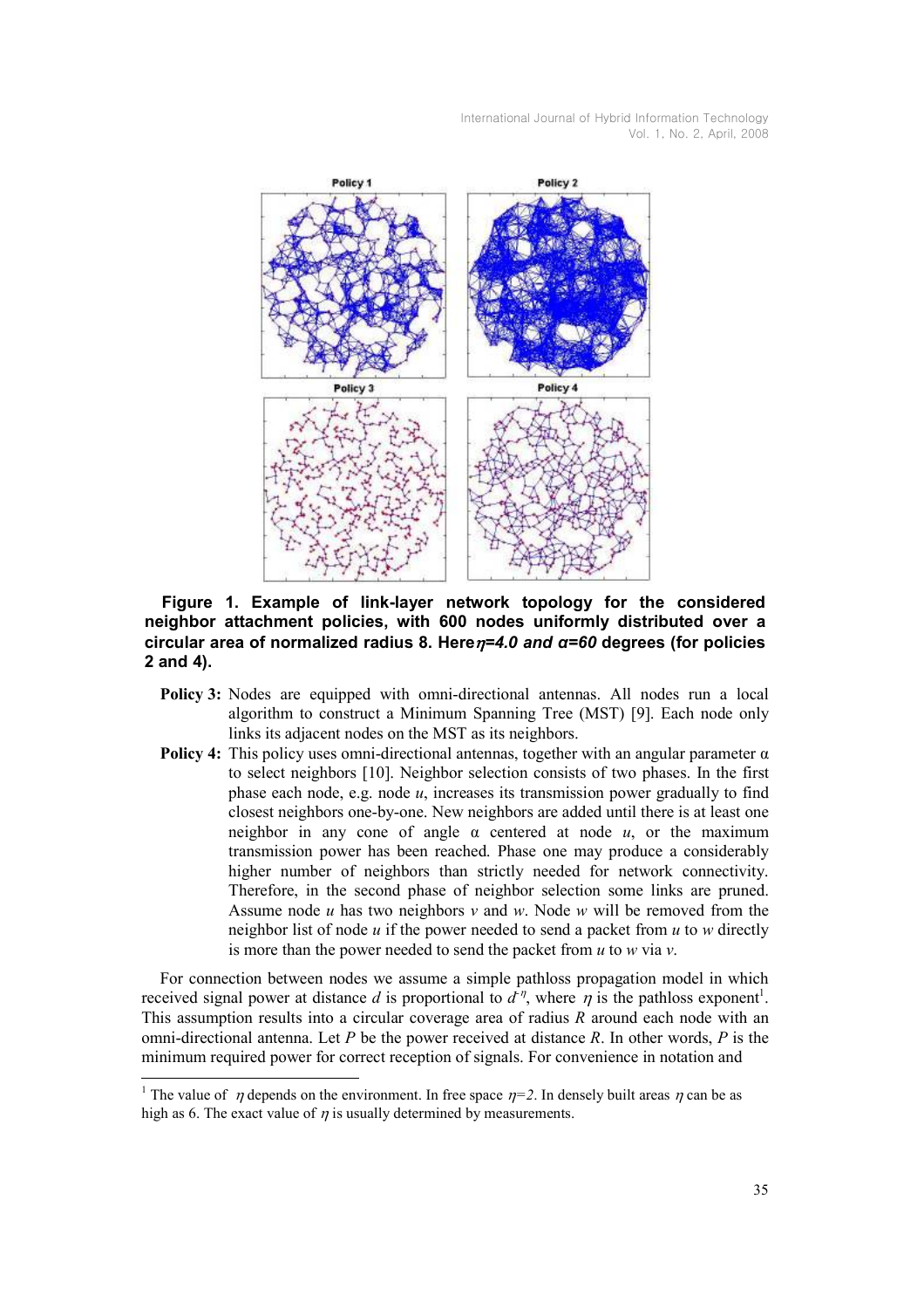**Figure 1. Example of link-layer network topology for the considered neighbor attachment policies, with 600 nodes uniformly distributed over a circular area of normalized radius 8. Here $\eta$=4.0 and $\alpha$=60 degrees (for policies 2 and 4).**

**Policy 3:** Nodes are equipped with omni-directional antennas. All nodes run a local algorithm to construct a Minimum Spanning Tree (MST) [9]. Each node only links its adjacent nodes on the MST as its neighbors.

**Policy 4:** This policy uses omni-directional antennas, together with an angular parameter $\alpha$ to select neighbors [10]. Neighbor selection consists of two phases. In the first phase each node, e.g. node $u$, increases its transmission power gradually to find closest neighbors one-by-one. New neighbors are added until there is at least one neighbor in any cone of angle $\alpha$ centered at node $u$, or the maximum transmission power has been reached. Phase one may produce a considerably higher number of neighbors than strictly needed for network connectivity. Therefore, in the second phase of neighbor selection some links are pruned. Assume node $u$ has two neighbors $v$ and $w$. Node $w$ will be removed from the neighbor list of node $u$ if the power needed to send a packet from $u$ to $w$ directly is more than the power needed to send the packet from $u$ to $w$ via $v$.

For connection between nodes we assume a simple pathloss propagation model in which received signal power at distance $d$ is proportional to $d^{-\eta}$, where $\eta$ is the pathloss exponent[1]. This assumption results into a circular coverage area of radius $R$ around each node with an omni-directional antenna. Let $P$ be the power received at distance $R$. In other words, $P$ is the minimum required power for correct reception of signals. For convenience in notation and

[1] The value of $\eta$ depends on the environment. In free space $\eta$=2. In densely built areas $\eta$ can be as high as 6. The exact value of $\eta$ is usually determined by measurements.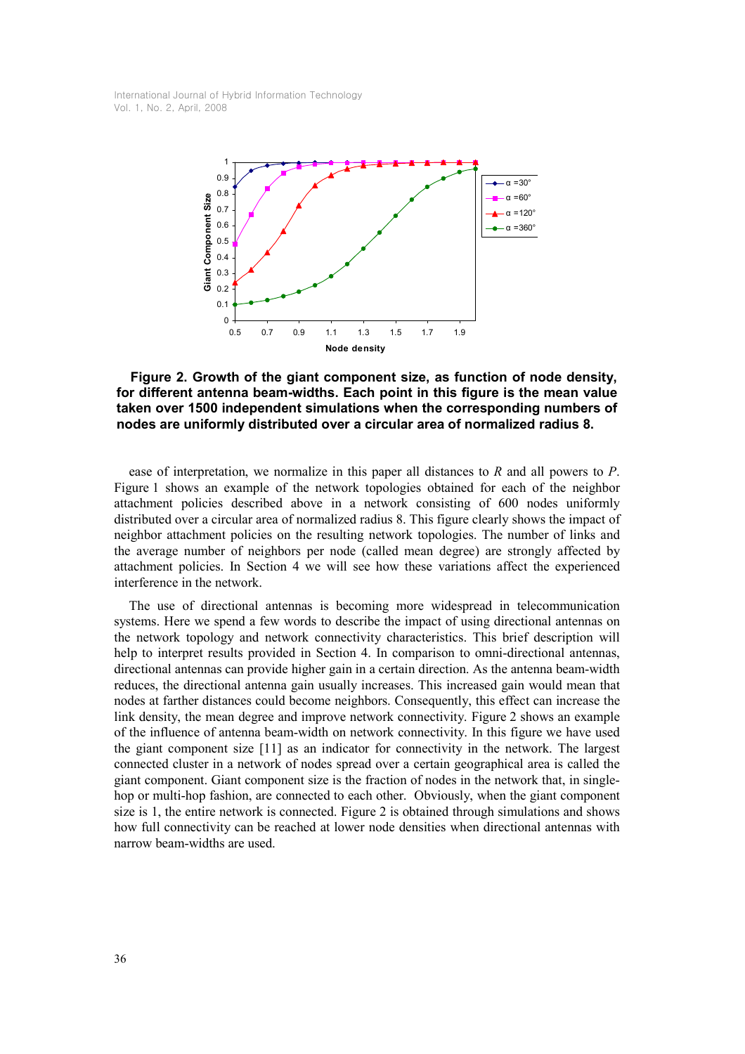**Figure 2. Growth of the giant component size, as function of node density, for different antenna beam-widths. Each point in this figure is the mean value taken over 1500 independent simulations when the corresponding numbers of nodes are uniformly distributed over a circular area of normalized radius 8.**

ease of interpretation, we normalize in this paper all distances to *R* and all powers to *P*. Figure 1 shows an example of the network topologies obtained for each of the neighbor attachment policies described above in a network consisting of 600 nodes uniformly distributed over a circular area of normalized radius 8. This figure clearly shows the impact of neighbor attachment policies on the resulting network topologies. The number of links and the average number of neighbors per node (called mean degree) are strongly affected by attachment policies. In Section 4 we will see how these variations affect the experienced interference in the network.

The use of directional antennas is becoming more widespread in telecommunication systems. Here we spend a few words to describe the impact of using directional antennas on the network topology and network connectivity characteristics. This brief description will help to interpret results provided in Section 4. In comparison to omni-directional antennas, directional antennas can provide higher gain in a certain direction. As the antenna beam-width reduces, the directional antenna gain usually increases. This increased gain would mean that nodes at farther distances could become neighbors. Consequently, this effect can increase the link density, the mean degree and improve network connectivity. Figure 2 shows an example of the influence of antenna beam-width on network connectivity. In this figure we have used the giant component size [11] as an indicator for connectivity in the network. The largest connected cluster in a network of nodes spread over a certain geographical area is called the giant component. Giant component size is the fraction of nodes in the network that, in single-hop or multi-hop fashion, are connected to each other. Obviously, when the giant component size is 1, the entire network is connected. Figure 2 is obtained through simulations and shows how full connectivity can be reached at lower node densities when directional antennas with narrow beam-widths are used.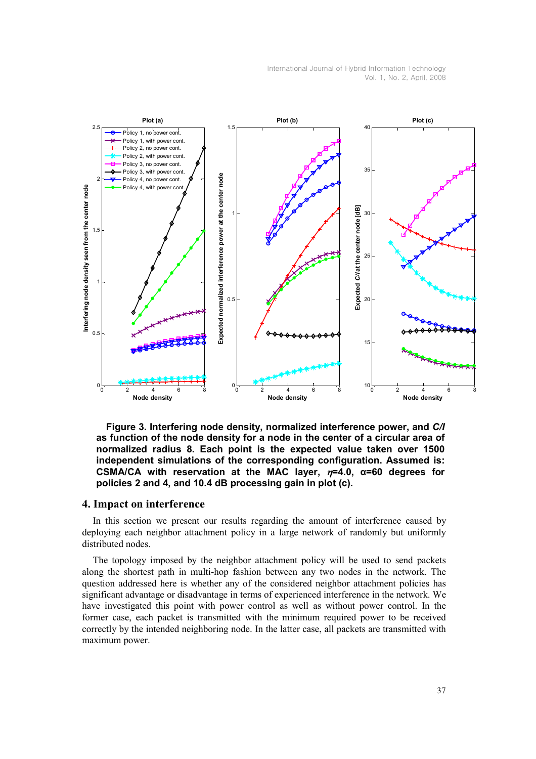**Figure 3. Interfering node density, normalized interference power, and *C/I* as function of the node density for a node in the center of a circular area of normalized radius 8. Each point is the expected value taken over 1500 independent simulations of the corresponding configuration. Assumed is: CSMA/CA with reservation at the MAC layer, $\eta$=4.0, α=60 degrees for policies 2 and 4, and 10.4 dB processing gain in plot (c).**

## 4. Impact on interference

In this section we present our results regarding the amount of interference caused by deploying each neighbor attachment policy in a large network of randomly but uniformly distributed nodes.

The topology imposed by the neighbor attachment policy will be used to send packets along the shortest path in multi-hop fashion between any two nodes in the network. The question addressed here is whether any of the considered neighbor attachment policies has significant advantage or disadvantage in terms of experienced interference in the network. We have investigated this point with power control as well as without power control. In the former case, each packet is transmitted with the minimum required power to be received correctly by the intended neighboring node. In the latter case, all packets are transmitted with maximum power.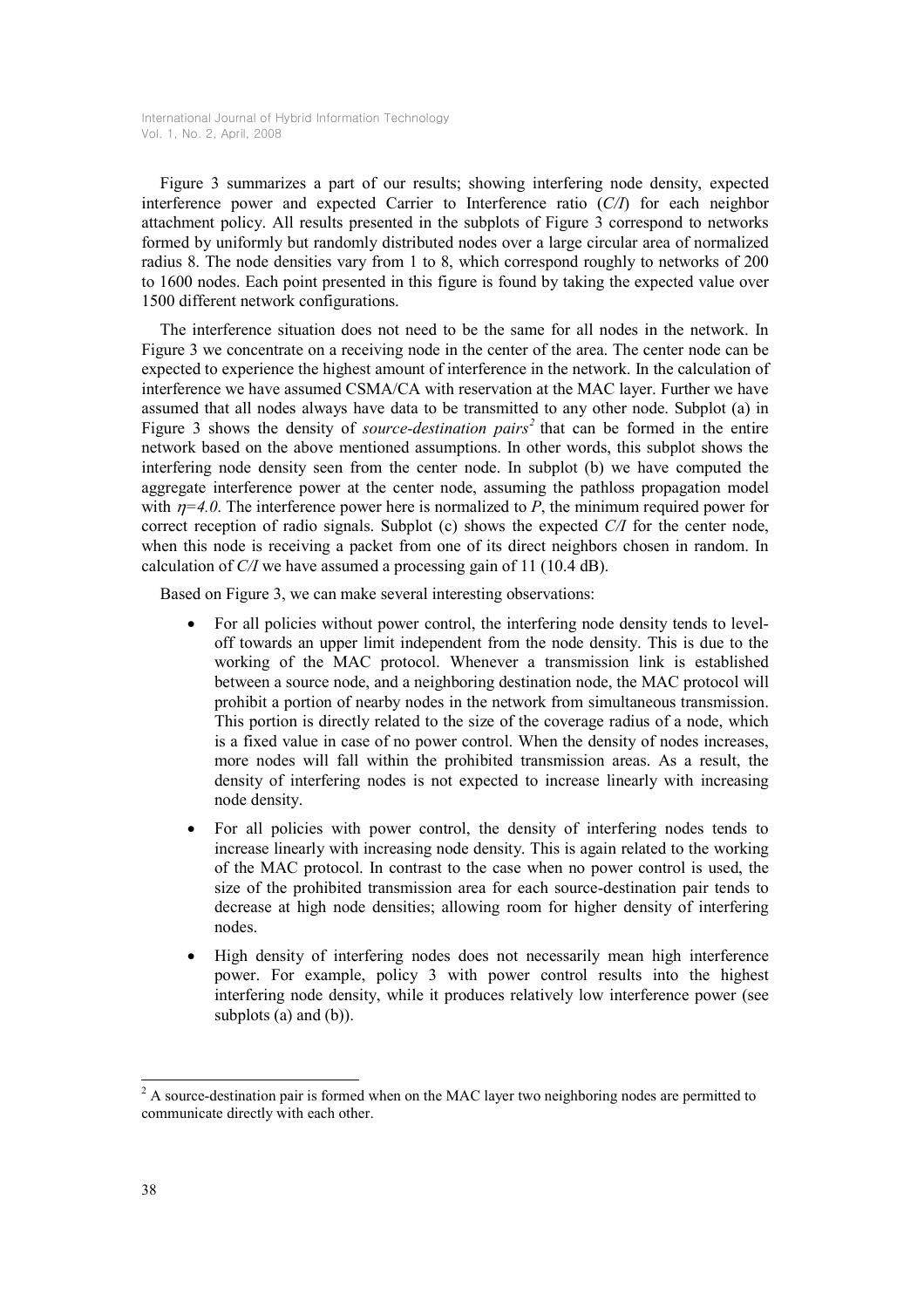Figure 3 summarizes a part of our results; showing interfering node density, expected interference power and expected Carrier to Interference ratio (*C/I*) for each neighbor attachment policy. All results presented in the subplots of Figure 3 correspond to networks formed by uniformly but randomly distributed nodes over a large circular area of normalized radius 8. The node densities vary from 1 to 8, which correspond roughly to networks of 200 to 1600 nodes. Each point presented in this figure is found by taking the expected value over 1500 different network configurations.

The interference situation does not need to be the same for all nodes in the network. In Figure 3 we concentrate on a receiving node in the center of the area. The center node can be expected to experience the highest amount of interference in the network. In the calculation of interference we have assumed CSMA/CA with reservation at the MAC layer. Further we have assumed that all nodes always have data to be transmitted to any other node. Subplot (a) in Figure 3 shows the density of *source-destination pairs*[2] that can be formed in the entire network based on the above mentioned assumptions. In other words, this subplot shows the interfering node density seen from the center node. In subplot (b) we have computed the aggregate interference power at the center node, assuming the pathloss propagation model with $\eta=4.0$. The interference power here is normalized to $P$, the minimum required power for correct reception of radio signals. Subplot (c) shows the expected *C/I* for the center node, when this node is receiving a packet from one of its direct neighbors chosen in random. In calculation of *C/I* we have assumed a processing gain of 11 (10.4 dB).

Based on Figure 3, we can make several interesting observations:

- For all policies without power control, the interfering node density tends to level-off towards an upper limit independent from the node density. This is due to the working of the MAC protocol. Whenever a transmission link is established between a source node, and a neighboring destination node, the MAC protocol will prohibit a portion of nearby nodes in the network from simultaneous transmission. This portion is directly related to the size of the coverage radius of a node, which is a fixed value in case of no power control. When the density of nodes increases, more nodes will fall within the prohibited transmission areas. As a result, the density of interfering nodes is not expected to increase linearly with increasing node density.
- For all policies with power control, the density of interfering nodes tends to increase linearly with increasing node density. This is again related to the working of the MAC protocol. In contrast to the case when no power control is used, the size of the prohibited transmission area for each source-destination pair tends to decrease at high node densities; allowing room for higher density of interfering nodes.
- High density of interfering nodes does not necessarily mean high interference power. For example, policy 3 with power control results into the highest interfering node density, while it produces relatively low interference power (see subplots (a) and (b)).

[2] A source-destination pair is formed when on the MAC layer two neighboring nodes are permitted to communicate directly with each other.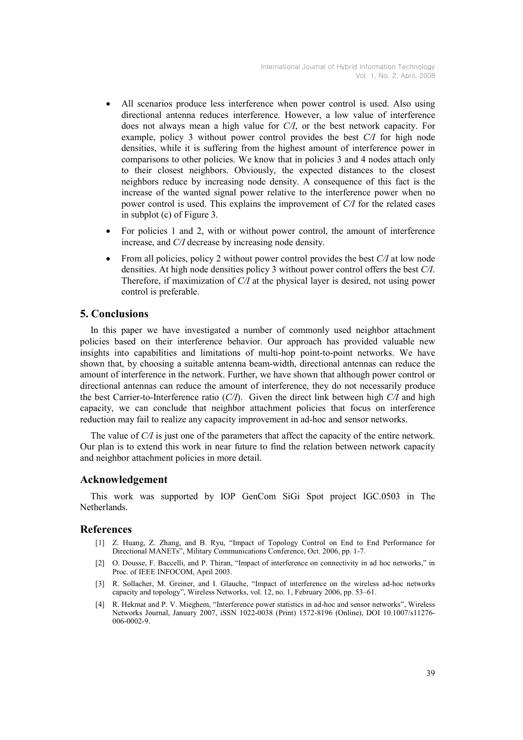- All scenarios produce less interference when power control is used. Also using directional antenna reduces interference. However, a low value of interference does not always mean a high value for *C/I*, or the best network capacity. For example, policy 3 without power control provides the best *C/I* for high node densities, while it is suffering from the highest amount of interference power in comparisons to other policies. We know that in policies 3 and 4 nodes attach only to their closest neighbors. Obviously, the expected distances to the closest neighbors reduce by increasing node density. A consequence of this fact is the increase of the wanted signal power relative to the interference power when no power control is used. This explains the improvement of *C/I* for the related cases in subplot (c) of Figure 3.
- For policies 1 and 2, with or without power control, the amount of interference increase, and *C/I* decrease by increasing node density.
- From all policies, policy 2 without power control provides the best *C/I* at low node densities. At high node densities policy 3 without power control offers the best *C/I*. Therefore, if maximization of *C/I* at the physical layer is desired, not using power control is preferable.

## 5. Conclusions

In this paper we have investigated a number of commonly used neighbor attachment policies based on their interference behavior. Our approach has provided valuable new insights into capabilities and limitations of multi-hop point-to-point networks. We have shown that, by choosing a suitable antenna beam-width, directional antennas can reduce the amount of interference in the network. Further, we have shown that although power control or directional antennas can reduce the amount of interference, they do not necessarily produce the best Carrier-to-Interference ratio (*C/I*). Given the direct link between high *C/I* and high capacity, we can conclude that neighbor attachment policies that focus on interference reduction may fail to realize any capacity improvement in ad-hoc and sensor networks.

The value of *C/I* is just one of the parameters that affect the capacity of the entire network. Our plan is to extend this work in near future to find the relation between network capacity and neighbor attachment policies in more detail.

## Acknowledgement

This work was supported by IOP GenCom SiGi Spot project IGC.0503 in The Netherlands.

## References

[1] Z. Huang, Z. Zhang, and B. Ryu, "Impact of Topology Control on End to End Performance for Directional MANETs", Military Communications Conference, Oct. 2006, pp. 1-7.

[2] O. Dousse, F. Baccelli, and P. Thiran, "Impact of interference on connectivity in ad hoc networks," in Proc. of IEEE INFOCOM, April 2003.

[3] R. Sollacher, M. Greiner, and I. Glauche, "Impact of interference on the wireless ad-hoc networks capacity and topology", Wireless Networks, vol. 12, no. 1, February 2006, pp. 53–61.

[4] R. Hekmat and P. V. Mieghem, "Interference power statistics in ad-hoc and sensor networks", Wireless Networks Journal, January 2007, iSSN 1022-0038 (Print) 1572-8196 (Online), DOI 10.1007/s11276-006-0002-9.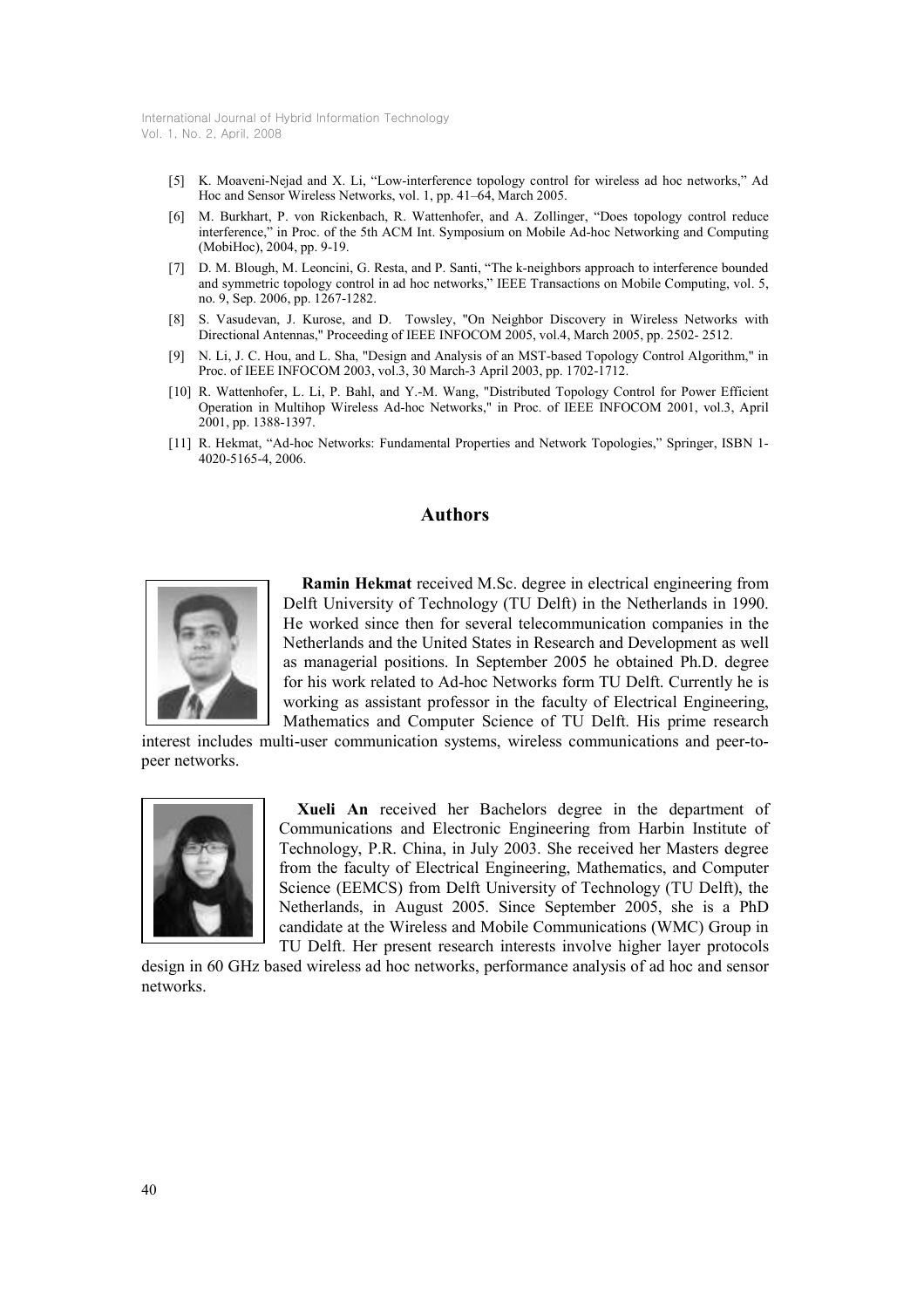[5] K. Moaveni-Nejad and X. Li, "Low-interference topology control for wireless ad hoc networks," Ad Hoc and Sensor Wireless Networks, vol. 1, pp. 41–64, March 2005.

[6] M. Burkhart, P. von Rickenbach, R. Wattenhofer, and A. Zollinger, "Does topology control reduce interference," in Proc. of the 5th ACM Int. Symposium on Mobile Ad-hoc Networking and Computing (MobiHoc), 2004, pp. 9-19.

[7] D. M. Blough, M. Leoncini, G. Resta, and P. Santi, "The k-neighbors approach to interference bounded and symmetric topology control in ad hoc networks," IEEE Transactions on Mobile Computing, vol. 5, no. 9, Sep. 2006, pp. 1267-1282.

[8] S. Vasudevan, J. Kurose, and D. Towsley, "On Neighbor Discovery in Wireless Networks with Directional Antennas," Proceeding of IEEE INFOCOM 2005, vol.4, March 2005, pp. 2502- 2512.

[9] N. Li, J. C. Hou, and L. Sha, "Design and Analysis of an MST-based Topology Control Algorithm," in Proc. of IEEE INFOCOM 2003, vol.3, 30 March-3 April 2003, pp. 1702-1712.

[10] R. Wattenhofer, L. Li, P. Bahl, and Y.-M. Wang, "Distributed Topology Control for Power Efficient Operation in Multihop Wireless Ad-hoc Networks," in Proc. of IEEE INFOCOM 2001, vol.3, April 2001, pp. 1388-1397.

[11] R. Hekmat, "Ad-hoc Networks: Fundamental Properties and Network Topologies," Springer, ISBN 1-4020-5165-4, 2006.

## Authors

**Ramin Hekmat** received M.Sc. degree in electrical engineering from Delft University of Technology (TU Delft) in the Netherlands in 1990. He worked since then for several telecommunication companies in the Netherlands and the United States in Research and Development as well as managerial positions. In September 2005 he obtained Ph.D. degree for his work related to Ad-hoc Networks form TU Delft. Currently he is working as assistant professor in the faculty of Electrical Engineering, Mathematics and Computer Science of TU Delft. His prime research interest includes multi-user communication systems, wireless communications and peer-to-peer networks.

**Xueli An** received her Bachelors degree in the department of Communications and Electronic Engineering from Harbin Institute of Technology, P.R. China, in July 2003. She received her Masters degree from the faculty of Electrical Engineering, Mathematics, and Computer Science (EEMCS) from Delft University of Technology (TU Delft), the Netherlands, in August 2005. Since September 2005, she is a PhD candidate at the Wireless and Mobile Communications (WMC) Group in TU Delft. Her present research interests involve higher layer protocols design in 60 GHz based wireless ad hoc networks, performance analysis of ad hoc and sensor networks.